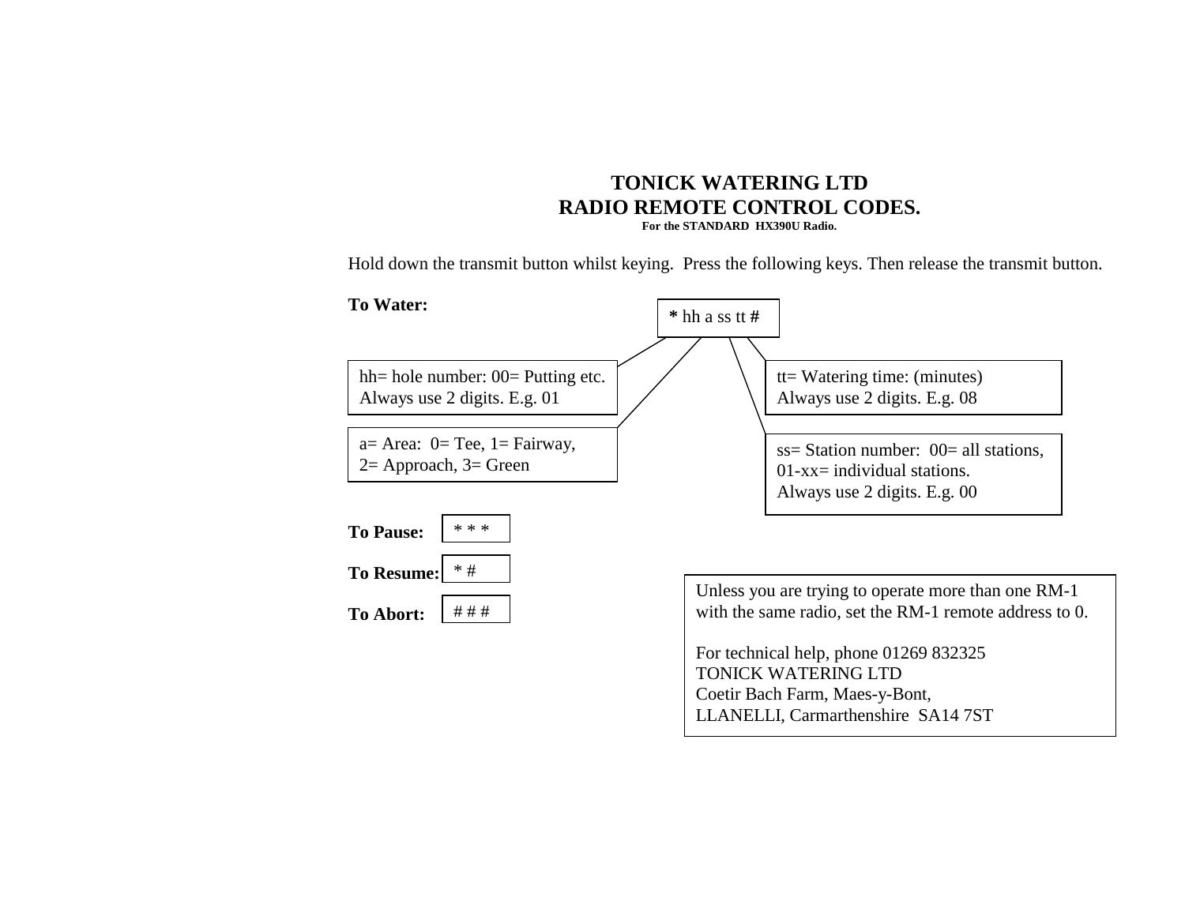# TONICK WATERING LTD
## RADIO REMOTE CONTROL CODES.
**For the STANDARD HX390U Radio.**

Hold down the transmit button whilst keying. Press the following keys. Then release the transmit button.

**To Water:** **\*** hh a ss tt **#**

hh= hole number: 00= Putting etc.
Always use 2 digits. E.g. 01

a= Area: 0= Tee, 1= Fairway,
2= Approach, 3= Green

tt= Watering time: (minutes)
Always use 2 digits. E.g. 08

ss= Station number: 00= all stations,
01-xx= individual stations.
Always use 2 digits. E.g. 00

**To Pause:** * * *

**To Resume:** * #

**To Abort:** # # #

Unless you are trying to operate more than one RM-1 with the same radio, set the RM-1 remote address to 0.

For technical help, phone 01269 832325
TONICK WATERING LTD
Coetir Bach Farm, Maes-y-Bont,
LLANELLI, Carmarthenshire SA14 7ST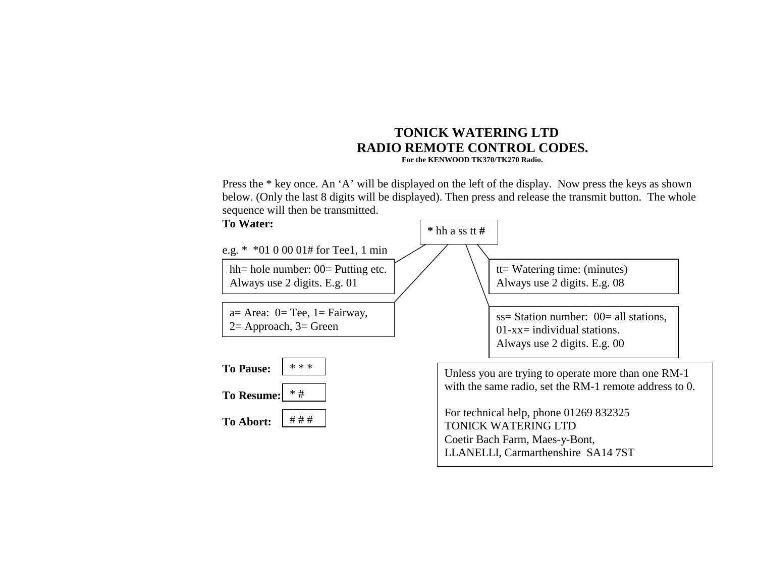# TONICK WATERING LTD
## RADIO REMOTE CONTROL CODES.
**For the KENWOOD TK370/TK270 Radio.**

Press the * key once. An 'A' will be displayed on the left of the display. Now press the keys as shown below. (Only the last 8 digits will be displayed). Then press and release the transmit button. The whole sequence will then be transmitted.

**To Water:**

**\*** hh a ss tt **#**

e.g. * *01 0 00 01# for Tee1, 1 min

hh= hole number: 00= Putting etc.
Always use 2 digits. E.g. 01

a= Area: 0= Tee, 1= Fairway,
2= Approach, 3= Green

ss= Station number: 00= all stations,
01-xx= individual stations.
Always use 2 digits. E.g. 00

tt= Watering time: (minutes)
Always use 2 digits. E.g. 08

**To Pause:** * * *

**To Resume:** * #

**To Abort:** # # #

Unless you are trying to operate more than one RM-1 with the same radio, set the RM-1 remote address to 0.

For technical help, phone 01269 832325
TONICK WATERING LTD
Coetir Bach Farm, Maes-y-Bont,
LLANELLI, Carmarthenshire SA14 7ST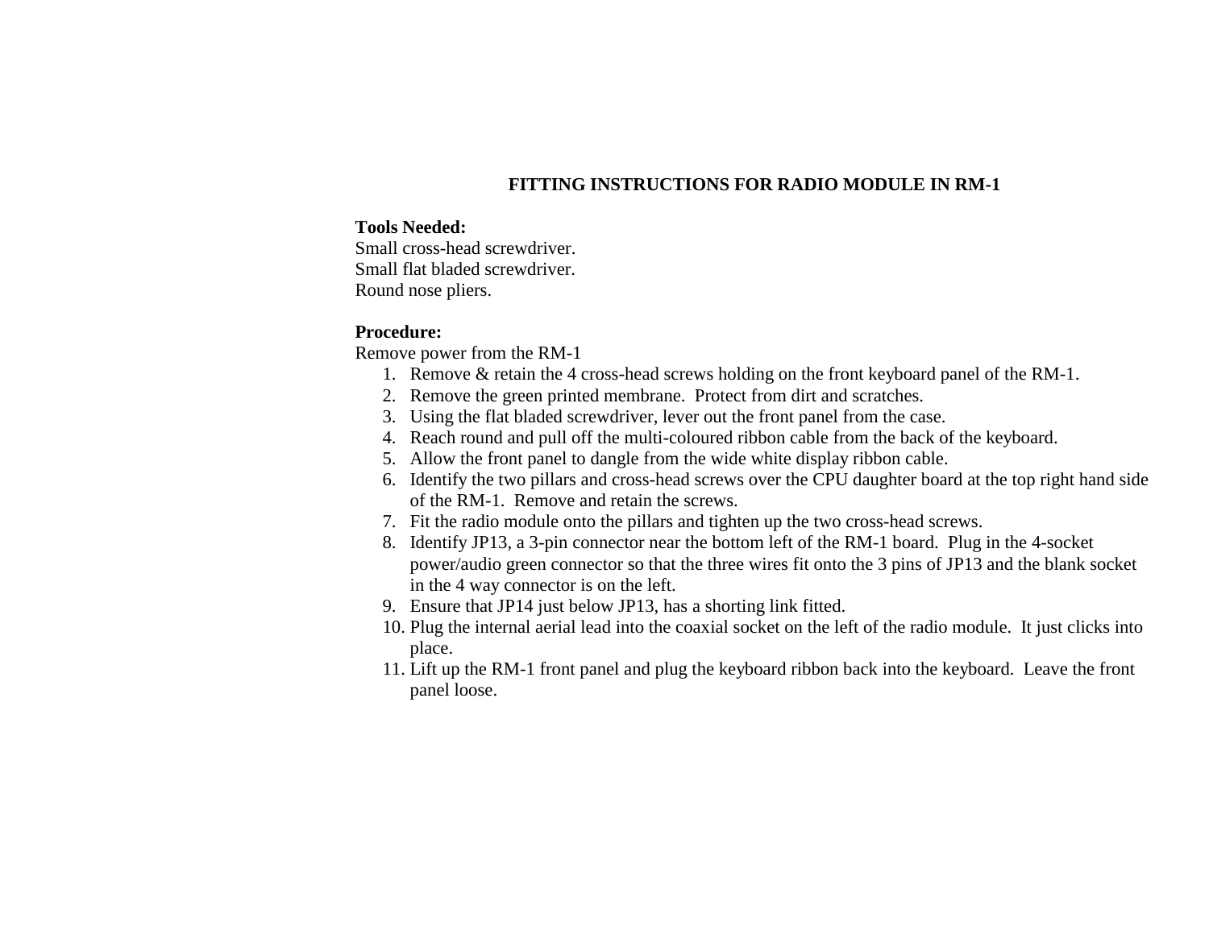# FITTING INSTRUCTIONS FOR RADIO MODULE IN RM-1

**Tools Needed:**
Small cross-head screwdriver.
Small flat bladed screwdriver.
Round nose pliers.

**Procedure:**
Remove power from the RM-1

1. Remove & retain the 4 cross-head screws holding on the front keyboard panel of the RM-1.
2. Remove the green printed membrane. Protect from dirt and scratches.
3. Using the flat bladed screwdriver, lever out the front panel from the case.
4. Reach round and pull off the multi-coloured ribbon cable from the back of the keyboard.
5. Allow the front panel to dangle from the wide white display ribbon cable.
6. Identify the two pillars and cross-head screws over the CPU daughter board at the top right hand side of the RM-1. Remove and retain the screws.
7. Fit the radio module onto the pillars and tighten up the two cross-head screws.
8. Identify JP13, a 3-pin connector near the bottom left of the RM-1 board. Plug in the 4-socket power/audio green connector so that the three wires fit onto the 3 pins of JP13 and the blank socket in the 4 way connector is on the left.
9. Ensure that JP14 just below JP13, has a shorting link fitted.
10. Plug the internal aerial lead into the coaxial socket on the left of the radio module. It just clicks into place.
11. Lift up the RM-1 front panel and plug the keyboard ribbon back into the keyboard. Leave the front panel loose.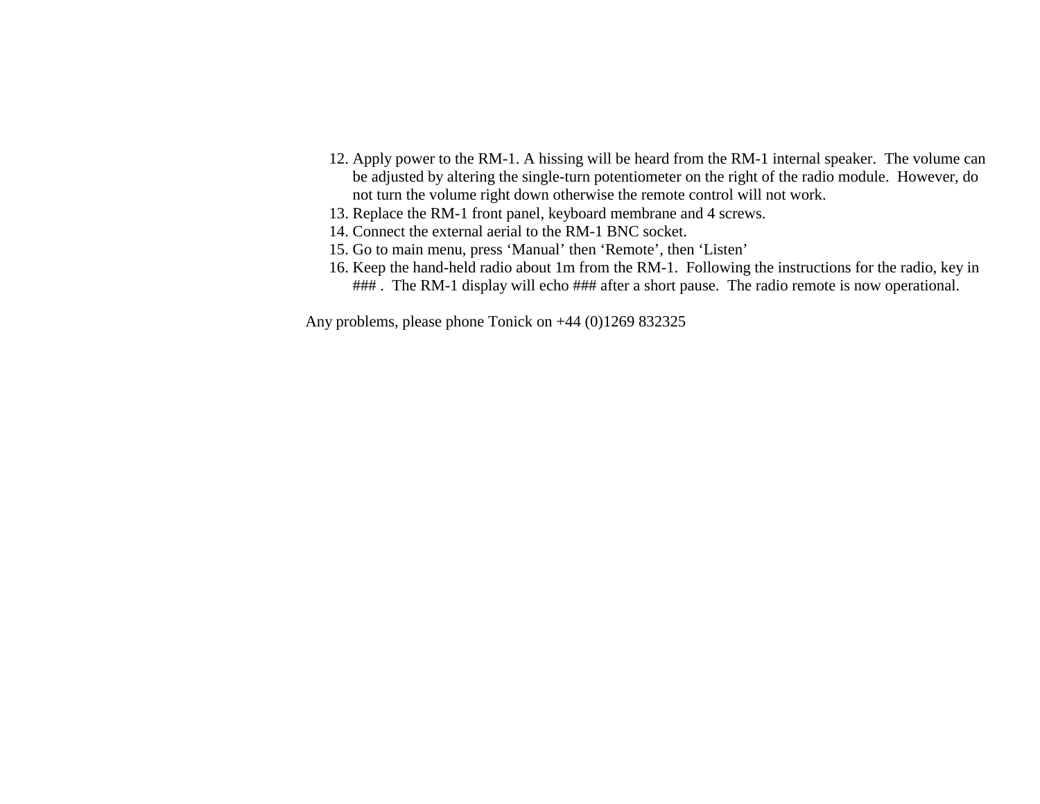12. Apply power to the RM-1. A hissing will be heard from the RM-1 internal speaker. The volume can be adjusted by altering the single-turn potentiometer on the right of the radio module. However, do not turn the volume right down otherwise the remote control will not work.
13. Replace the RM-1 front panel, keyboard membrane and 4 screws.
14. Connect the external aerial to the RM-1 BNC socket.
15. Go to main menu, press ‘Manual’ then ‘Remote’, then ‘Listen’
16. Keep the hand-held radio about 1m from the RM-1. Following the instructions for the radio, key in ### . The RM-1 display will echo ### after a short pause. The radio remote is now operational.

Any problems, please phone Tonick on +44 (0)1269 832325